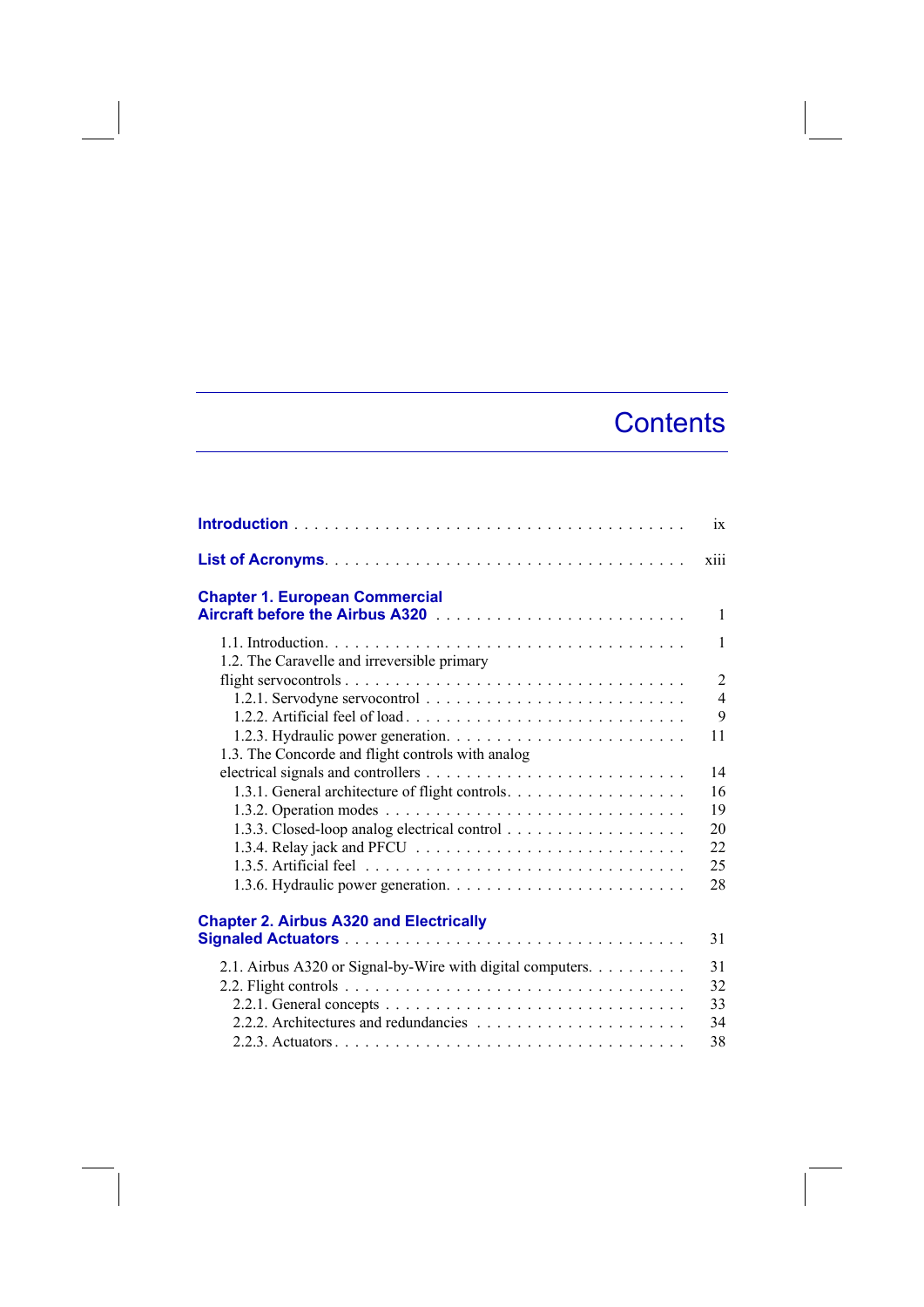# Contents

**Introduction** . . . . . . . . . . ix

**List of Acronyms** . . . . . . . . . . xiii

**Chapter 1. European Commercial Aircraft before the Airbus A320** . . . . . . . . . . 1

- 1.1. Introduction . . . . . . . . . . 1
- 1.2. The Caravelle and irreversible primary flight servocontrols . . . . . . . . . . 2
  - 1.2.1. Servodyne servocontrol . . . . . . . . . . 4
  - 1.2.2. Artificial feel of load . . . . . . . . . . 9
  - 1.2.3. Hydraulic power generation . . . . . . . . . . 11
- 1.3. The Concorde and flight controls with analog electrical signals and controllers . . . . . . . . . . 14
  - 1.3.1. General architecture of flight controls . . . . . . . . . . 16
  - 1.3.2. Operation modes . . . . . . . . . . 19
  - 1.3.3. Closed-loop analog electrical control . . . . . . . . . . 20
  - 1.3.4. Relay jack and PFCU . . . . . . . . . . 22
  - 1.3.5. Artificial feel . . . . . . . . . . 25
  - 1.3.6. Hydraulic power generation . . . . . . . . . . 28

**Chapter 2. Airbus A320 and Electrically Signaled Actuators** . . . . . . . . . . 31

- 2.1. Airbus A320 or Signal-by-Wire with digital computers . . . . . . . . . . 31
- 2.2. Flight controls . . . . . . . . . . 32
  - 2.2.1. General concepts . . . . . . . . . . 33
  - 2.2.2. Architectures and redundancies . . . . . . . . . . 34
  - 2.2.3. Actuators . . . . . . . . . . 38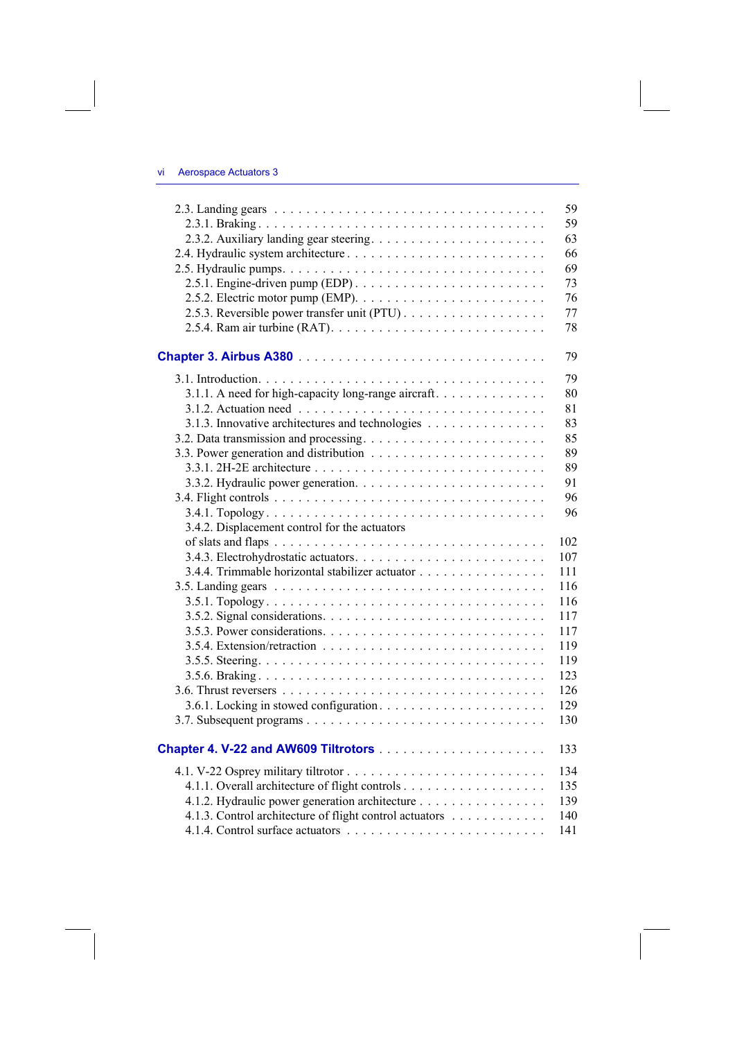2.3. Landing gears . . . . . . . . . . 59

2.3.1. Braking . . . . . . . . . . 59

2.3.2. Auxiliary landing gear steering . . . . . . . . . . 63

2.4. Hydraulic system architecture . . . . . . . . . . 66

2.5. Hydraulic pumps . . . . . . . . . . 69

2.5.1. Engine-driven pump (EDP) . . . . . . . . . . 73

2.5.2. Electric motor pump (EMP) . . . . . . . . . . 76

2.5.3. Reversible power transfer unit (PTU) . . . . . . . . . . 77

2.5.4. Ram air turbine (RAT) . . . . . . . . . . 78

## Chapter 3. Airbus A380 . . . . . . . . . . 79

3.1. Introduction . . . . . . . . . . 79

3.1.1. A need for high-capacity long-range aircraft . . . . . . . . . . 80

3.1.2. Actuation need . . . . . . . . . . 81

3.1.3. Innovative architectures and technologies . . . . . . . . . . 83

3.2. Data transmission and processing . . . . . . . . . . 85

3.3. Power generation and distribution . . . . . . . . . . 89

3.3.1. 2H-2E architecture . . . . . . . . . . 89

3.3.2. Hydraulic power generation . . . . . . . . . . 91

3.4. Flight controls . . . . . . . . . . 96

3.4.1. Topology . . . . . . . . . . 96

3.4.2. Displacement control for the actuators of slats and flaps . . . . . . . . . . 102

3.4.3. Electrohydrostatic actuators . . . . . . . . . . 107

3.4.4. Trimmable horizontal stabilizer actuator . . . . . . . . . . 111

3.5. Landing gears . . . . . . . . . . 116

3.5.1. Topology . . . . . . . . . . 116

3.5.2. Signal considerations . . . . . . . . . . 117

3.5.3. Power considerations . . . . . . . . . . 117

3.5.4. Extension/retraction . . . . . . . . . . 119

3.5.5. Steering . . . . . . . . . . 119

3.5.6. Braking . . . . . . . . . . 123

3.6. Thrust reversers . . . . . . . . . . 126

3.6.1. Locking in stowed configuration . . . . . . . . . . 129

3.7. Subsequent programs . . . . . . . . . . 130

## Chapter 4. V-22 and AW609 Tiltrotors . . . . . . . . . . 133

4.1. V-22 Osprey military tiltrotor . . . . . . . . . . 134

4.1.1. Overall architecture of flight controls . . . . . . . . . . 135

4.1.2. Hydraulic power generation architecture . . . . . . . . . . 139

4.1.3. Control architecture of flight control actuators . . . . . . . . . . 140

4.1.4. Control surface actuators . . . . . . . . . . 141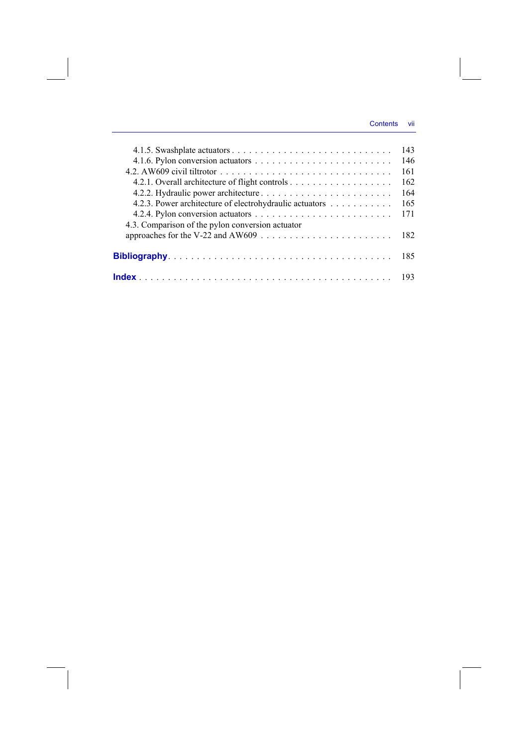4.1.5. Swashplate actuators . . . . . . . . . . . . . . . . . . . . . . . . . . . . 143
4.1.6. Pylon conversion actuators . . . . . . . . . . . . . . . . . . . . . . . . 146
4.2. AW609 civil tiltrotor . . . . . . . . . . . . . . . . . . . . . . . . . . . . . . 161
4.2.1. Overall architecture of flight controls . . . . . . . . . . . . . . . . . . 162
4.2.2. Hydraulic power architecture . . . . . . . . . . . . . . . . . . . . . . . 164
4.2.3. Power architecture of electrohydraulic actuators . . . . . . . . . . . 165
4.2.4. Pylon conversion actuators . . . . . . . . . . . . . . . . . . . . . . . . 171
4.3. Comparison of the pylon conversion actuator approaches for the V-22 and AW609 . . . . . . . . . . . . . . . . . . . . . . . 182

**Bibliography** . . . . . . . . . . . . . . . . . . . . . . . . . . . . . . . . . . . . . 185

**Index** . . . . . . . . . . . . . . . . . . . . . . . . . . . . . . . . . . . . . . . . . 193